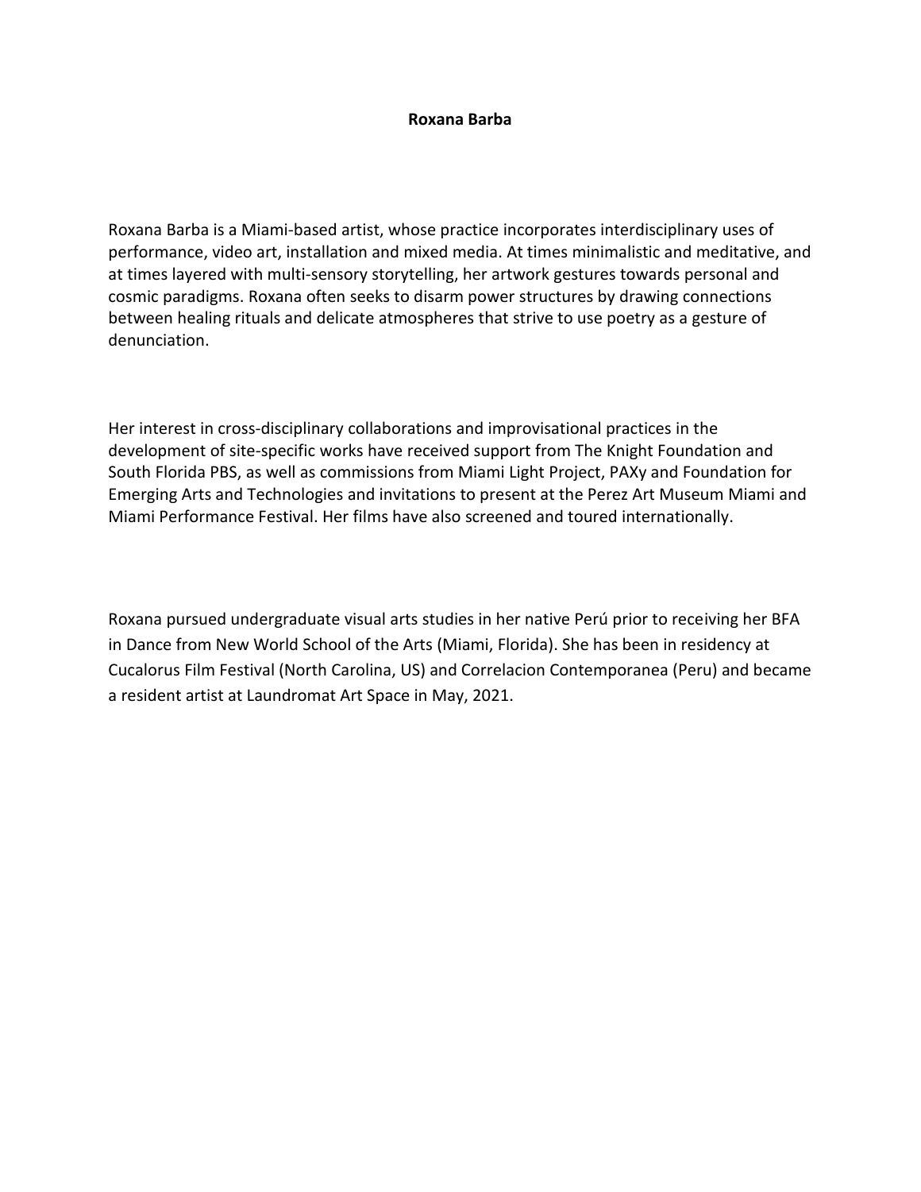**Roxana Barba**

Roxana Barba is a Miami-based artist, whose practice incorporates interdisciplinary uses of performance, video art, installation and mixed media. At times minimalistic and meditative, and at times layered with multi-sensory storytelling, her artwork gestures towards personal and cosmic paradigms. Roxana often seeks to disarm power structures by drawing connections between healing rituals and delicate atmospheres that strive to use poetry as a gesture of denunciation.

Her interest in cross-disciplinary collaborations and improvisational practices in the development of site-specific works have received support from The Knight Foundation and South Florida PBS, as well as commissions from Miami Light Project, PAXy and Foundation for Emerging Arts and Technologies and invitations to present at the Perez Art Museum Miami and Miami Performance Festival. Her films have also screened and toured internationally.

Roxana pursued undergraduate visual arts studies in her native Perú prior to receiving her BFA in Dance from New World School of the Arts (Miami, Florida). She has been in residency at Cucalorus Film Festival (North Carolina, US) and Correlacion Contemporanea (Peru) and became a resident artist at Laundromat Art Space in May, 2021.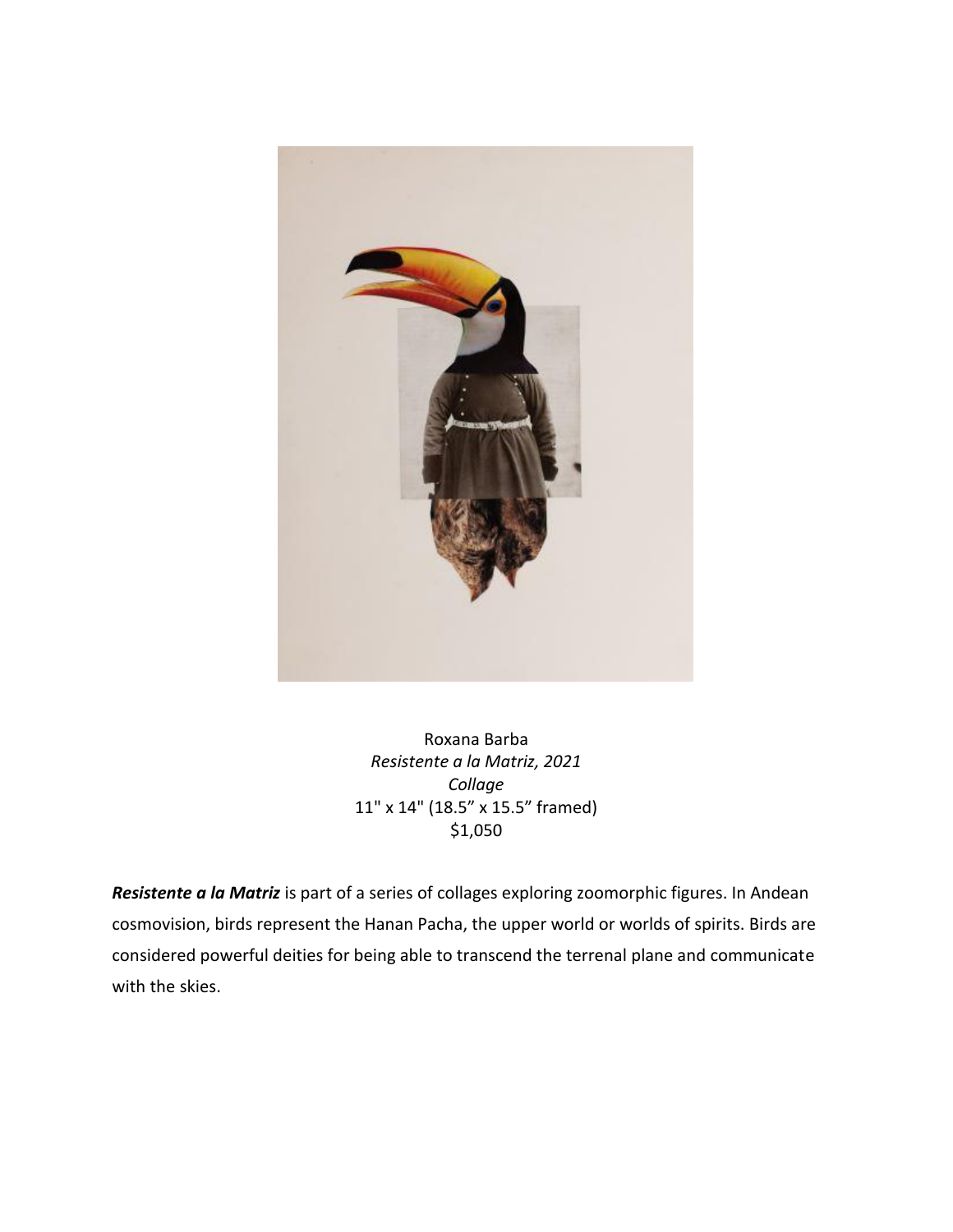Roxana Barba
*Resistente a la Matriz, 2021*
*Collage*
11" x 14" (18.5" x 15.5" framed)
$1,050

***Resistente a la Matriz*** is part of a series of collages exploring zoomorphic figures. In Andean cosmovision, birds represent the Hanan Pacha, the upper world or worlds of spirits. Birds are considered powerful deities for being able to transcend the terrenal plane and communicate with the skies.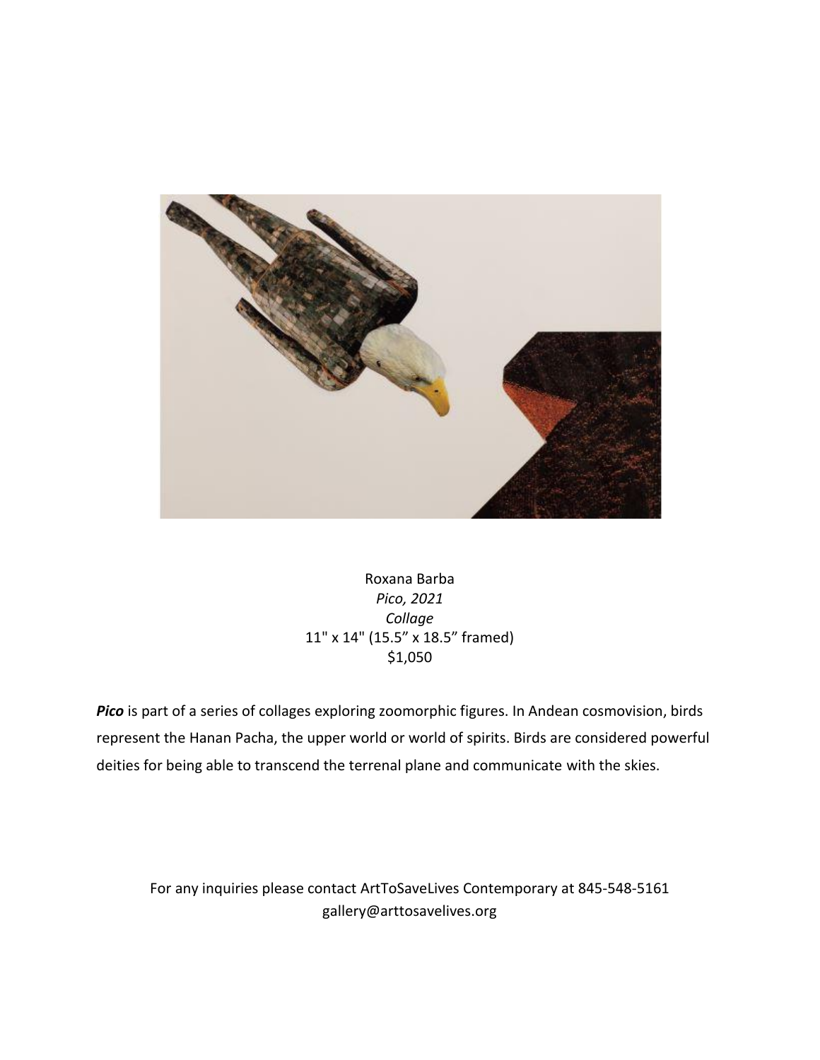Roxana Barba
*Pico, 2021*
*Collage*
11" x 14" (15.5" x 18.5" framed)
$1,050

***Pico*** is part of a series of collages exploring zoomorphic figures. In Andean cosmovision, birds represent the Hanan Pacha, the upper world or world of spirits. Birds are considered powerful deities for being able to transcend the terrenal plane and communicate with the skies.

For any inquiries please contact ArtToSaveLives Contemporary at 845-548-5161
gallery@arttosavelives.org